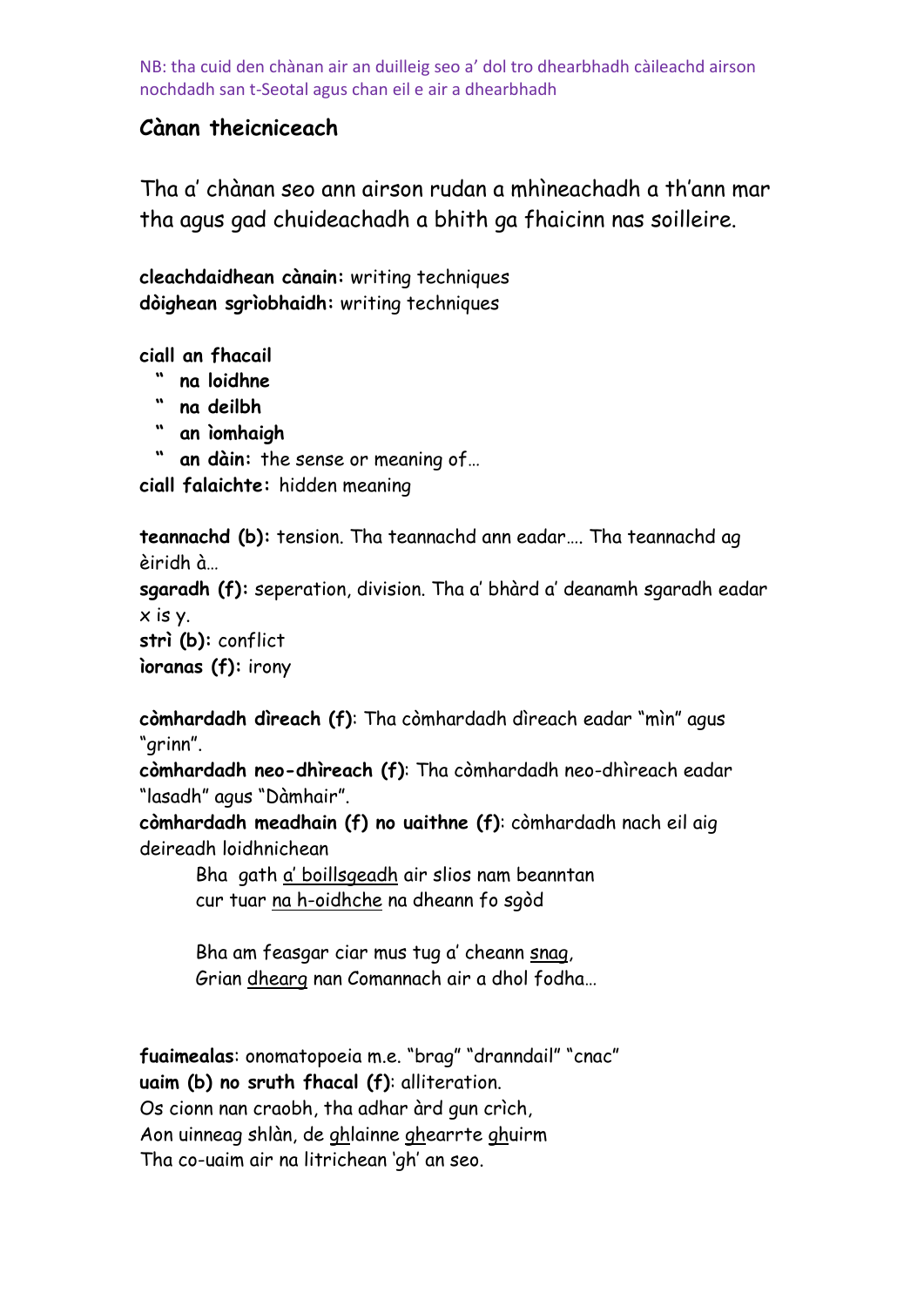NB: tha cuid den chànan air an duilleig seo a' dol tro dhearbhadh càileachd airson nochdadh san t-Seotal agus chan eil e air a dhearbhadh

## Cànan theicniceach

Tha a' chànan seo ann airson rudan a mhìneachadh a th'ann mar tha agus gad chuideachadh a bhith ga fhaicinn nas soilleire.

**cleachdaidhean cànain:** writing techniques
**dòighean sgrìobhaidh:** writing techniques

**ciall an fhacail**
 " **na loidhne**
 " **na deilbh**
 " **an ìomhaigh**
 " **an dàin:** the sense or meaning of…
**ciall falaichte:** hidden meaning

**teannachd (b):** tension. Tha teannachd ann eadar…. Tha teannachd ag èiridh à…
**sgaradh (f):** seperation, division. Tha a' bhàrd a' deanamh sgaradh eadar x is y.
**strì (b):** conflict
**ìoranas (f):** irony

**còmhardadh dìreach (f)**: Tha còmhardadh dìreach eadar "mìn" agus "grinn".
**còmhardadh neo-dhìreach (f)**: Tha còmhardadh neo-dhìreach eadar "lasadh" agus "Dàmhair".
**còmhardadh meadhain (f) no uaithne (f)**: còmhardadh nach eil aig deireadh loidhnichean

> Bha gath <u>a' boillsgeadh</u> air slios nam beanntan
> cur tuar <u>na h-oidhche</u> na dheann fo sgòd
>
> Bha am feasgar ciar mus tug a' cheann <u>snag</u>,
> Grian <u>dhearg</u> nan Comannach air a dhol fodha…

**fuaimealas**: onomatopoeia m.e. "brag" "dranndail" "cnac"
**uaim (b) no sruth fhacal (f)**: alliteration.
Os cionn nan craobh, tha adhar àrd gun crìch,
Aon uinneag shlàn, de <u>gh</u>lainne <u>gh</u>earrte <u>gh</u>uirm
Tha co-uaim air na litrichean 'gh' an seo.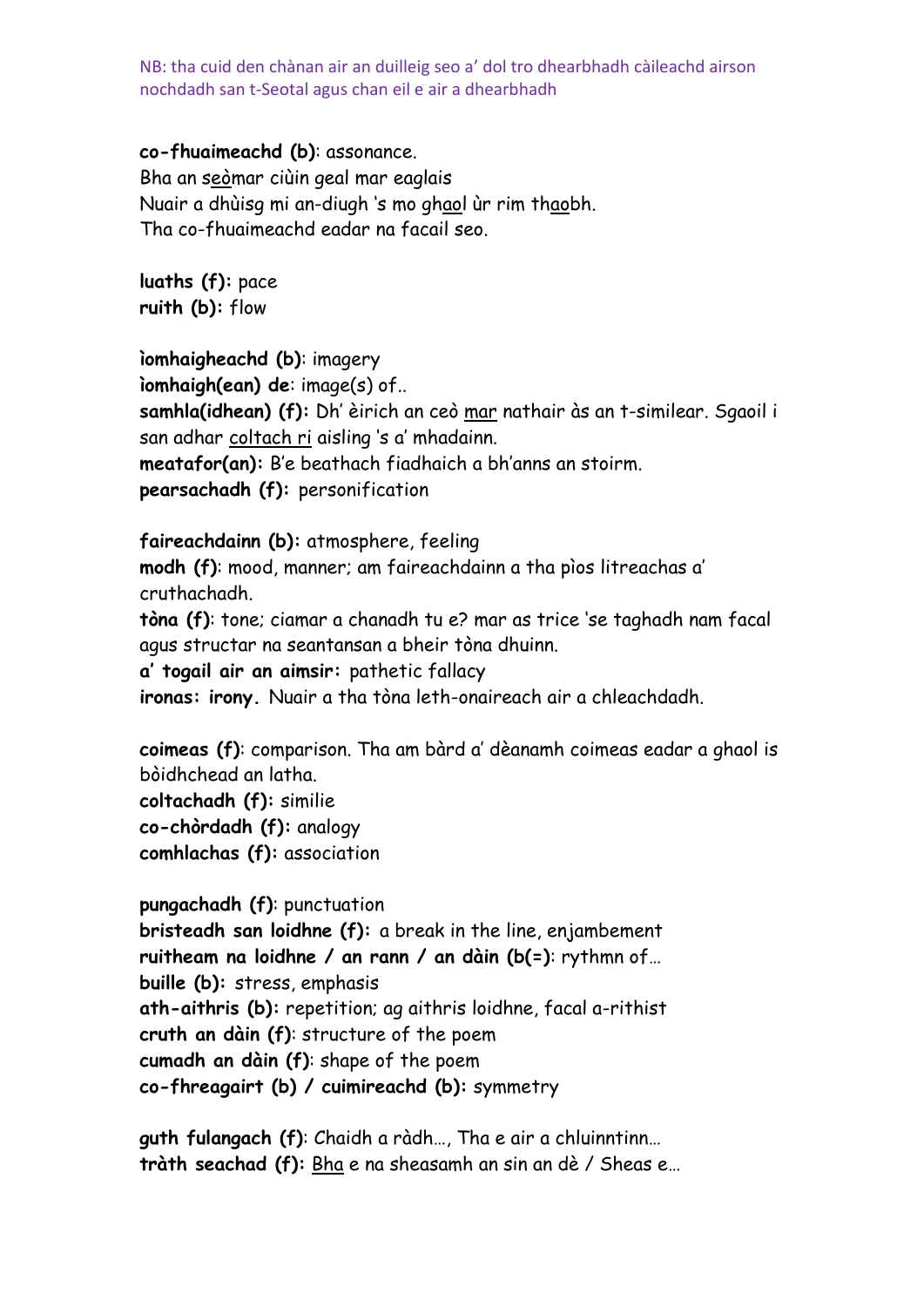NB: tha cuid den chànan air an duilleig seo a' dol tro dhearbhadh càileachd airson nochdadh san t-Seotal agus chan eil e air a dhearbhadh

**co-fhuaimeachd (b)**: assonance.
Bha an s<u>eò</u>mar ciùin geal mar eaglais
Nuair a dhùisg mi an-diugh 's mo gh<u>ao</u>l ùr rim th<u>ao</u>bh.
Tha co-fhuaimeachd eadar na facail seo.

**luaths (f):** pace
**ruith (b):** flow

**ìomhaigheachd (b)**: imagery
**ìomhaigh(ean) de**: image(s) of..
**samhla(idhean) (f):** Dh' èirich an ceò <u>mar</u> nathair às an t-similear. Sgaoil i san adhar <u>coltach ri</u> aisling 's a' mhadainn.
**meatafor(an):** B'e beathach fiadhaich a bh'anns an stoirm.
**pearsachadh (f):** personification

**faireachdainn (b):** atmosphere, feeling
**modh (f)**: mood, manner; am faireachdainn a tha pìos litreachas a' cruthachadh.
**tòna (f)**: tone; ciamar a chanadh tu e? mar as trice 'se taghadh nam facal agus structar na seantansan a bheir tòna dhuinn.
**a' togail air an aimsir:** pathetic fallacy
**ironas: irony.** Nuair a tha tòna leth-onaireach air a chleachdadh.

**coimeas (f)**: comparison. Tha am bàrd a' dèanamh coimeas eadar a ghaol is bòidhchead an latha.
**coltachadh (f):** similie
**co-chòrdadh (f):** analogy
**comhlachas (f):** association

**pungachadh (f)**: punctuation
**bristeadh san loidhne (f):** a break in the line, enjambement
**ruitheam na loidhne / an rann / an dàin (b(=)**: rythmn of…
**buille (b):** stress, emphasis
**ath-aithris (b):** repetition; ag aithris loidhne, facal a-rithist
**cruth an dàin (f)**: structure of the poem
**cumadh an dàin (f)**: shape of the poem
**co-fhreagairt (b) / cuimireachd (b):** symmetry

**guth fulangach (f)**: Chaidh a ràdh…, Tha e air a chluinntinn…
**tràth seachad (f):** <u>Bha</u> e na sheasamh an sin an dè / Sheas e…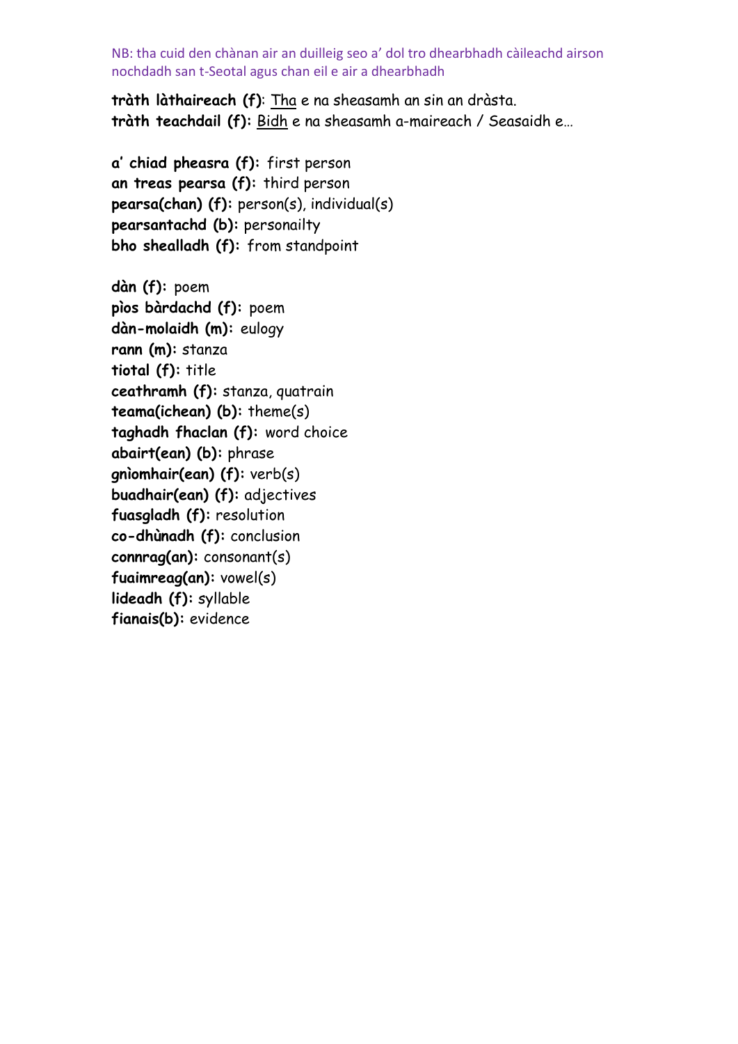NB: tha cuid den chànan air an duilleig seo a' dol tro dhearbhadh càileachd airson nochdadh san t-Seotal agus chan eil e air a dhearbhadh

**tràth làthaireach (f)**: Tha e na sheasamh an sin an dràsta.
**tràth teachdail (f):** Bidh e na sheasamh a-maireach / Seasaidh e…

**a' chiad pheasra (f):** first person
**an treas pearsa (f):** third person
**pearsa(chan) (f):** person(s), individual(s)
**pearsantachd (b):** personailty
**bho shealladh (f):** from standpoint

**dàn (f):** poem
**pìos bàrdachd (f):** poem
**dàn-molaidh (m):** eulogy
**rann (m):** stanza
**tiotal (f):** title
**ceathramh (f):** stanza, quatrain
**teama(ichean) (b):** theme(s)
**taghadh fhaclan (f):** word choice
**abairt(ean) (b):** phrase
**gnìomhair(ean) (f):** verb(s)
**buadhair(ean) (f):** adjectives
**fuasgladh (f):** resolution
**co-dhùnadh (f):** conclusion
**connrag(an):** consonant(s)
**fuaimreag(an):** vowel(s)
**lideadh (f):** syllable
**fianais(b):** evidence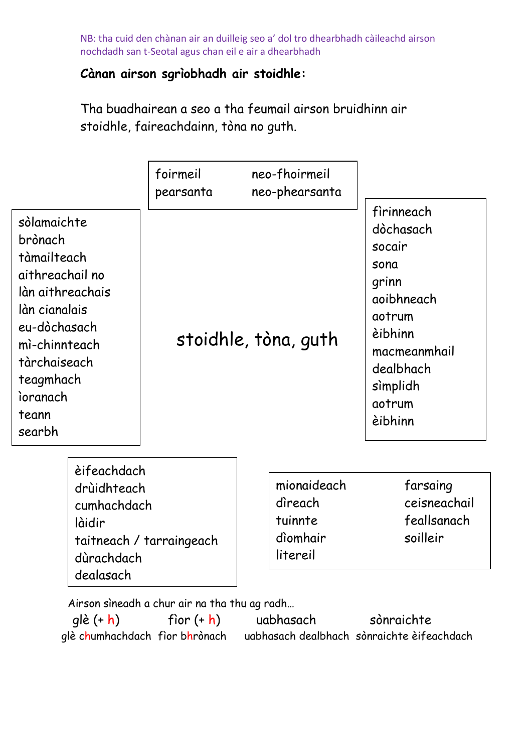NB: tha cuid den chànan air an duilleig seo a' dol tro dhearbhadh càileachd airson nochdadh san t-Seotal agus chan eil e air a dhearbhadh

**Cànan airson sgrìobhadh air stoidhle:**

Tha buadhairean a seo a tha feumail airson bruidhinn air stoidhle, faireachdainn, tòna no guth.

## stoidhle, tòna, guth

| | |
|---|---|
| foirmeil | neo-fhoirmeil |
| pearsanta | neo-phearsanta |

- sòlamaichte
- brònach
- tàmailteach
- aithreachail no làn aithreachais
- làn cianalais
- eu-dòchasach
- mì-chinnteach
- tàrchaiseach
- teagmhach
- ìoranach
- teann
- searbh

- fìrinneach
- dòchasach
- socair
- sona
- grinn
- aoibhneach
- aotrum
- èibhinn
- macmeanmhail
- dealbhach
- sìmplidh
- aotrum
- èibhinn

- èifeachdach
- drùidhteach
- cumhachdach
- làidir
- taitneach / tarraingeach
- dùrachdach
- dealasach

| | |
|---|---|
| mionaideach | farsaing |
| dìreach | ceisneachail |
| tuinnte | feallsanach |
| dìomhair | soilleir |
| litereil | |

Airson sìneadh a chur air na tha thu ag radh…

| glè (+ h) | fìor (+ h) | uabhasach | sònraichte |
|---|---|---|---|
| glè chumhachdach | fìor bhrònach | uabhasach dealbhach | sònraichte èifeachdach |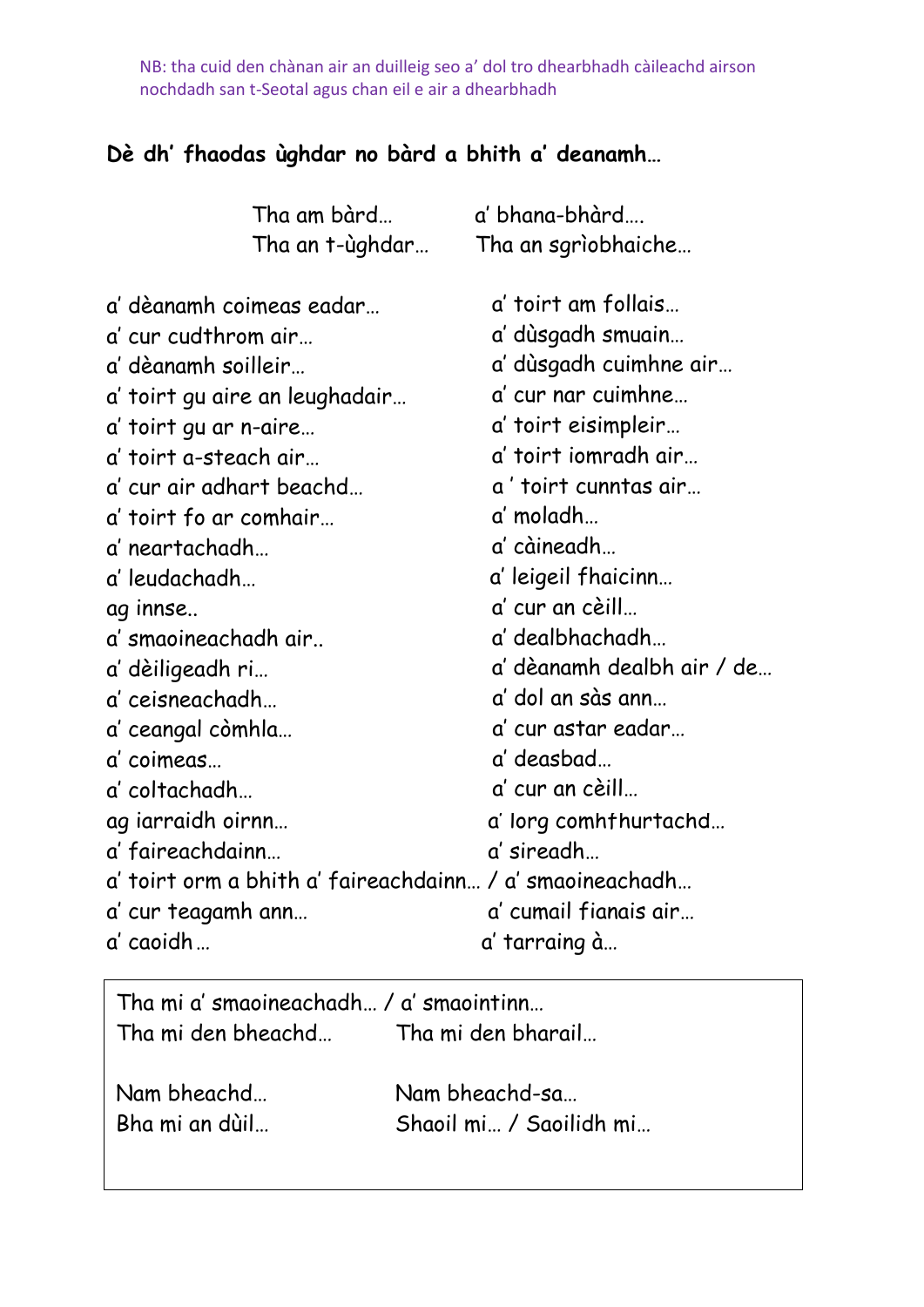NB: tha cuid den chànan air an duilleig seo a' dol tro dhearbhadh càileachd airson nochdadh san t-Seotal agus chan eil e air a dhearbhadh

**Dè dh' fhaodas ùghdar no bàrd a bhith a' deanamh…**

| | |
|---|---|
| Tha am bàrd… | a' bhana-bhàrd…. |
| Tha an t-ùghdar… | Tha an sgrìobhaiche… |

| | |
|---|---|
| a' dèanamh coimeas eadar… | a' toirt am follais… |
| a' cur cudthrom air… | a' dùsgadh smuain… |
| a' dèanamh soilleir… | a' dùsgadh cuimhne air… |
| a' toirt gu aire an leughadair… | a' cur nar cuimhne… |
| a' toirt gu ar n-aire… | a' toirt eisimpleir… |
| a' toirt a-steach air… | a' toirt iomradh air… |
| a' cur air adhart beachd… | a ' toirt cunntas air… |
| a' toirt fo ar comhair… | a' moladh… |
| a' neartachadh… | a' càineadh… |
| a' leudachadh… | a' leigeil fhaicinn… |
| ag innse.. | a' cur an cèill… |
| a' smaoineachadh air.. | a' dealbhachadh… |
| a' dèiligeadh ri… | a' dèanamh dealbh air / de… |
| a' ceisneachadh… | a' dol an sàs ann… |
| a' ceangal còmhla… | a' cur astar eadar… |
| a' coimeas… | a' deasbad… |
| a' coltachadh… | a' cur an cèill… |
| ag iarraidh oirnn… | a' lorg comhthurtachd… |
| a' faireachdainn… | a' sireadh… |
| a' toirt orm a bhith a' faireachdainn… / a' smaoineachadh… | |
| a' cur teagamh ann… | a' cumail fianais air… |
| a' caoidh… | a' tarraing à… |

Tha mi a' smaoineachadh… / a' smaointinn…

| | |
|---|---|
| Tha mi den bheachd… | Tha mi den bharail… |
| Nam bheachd… | Nam bheachd-sa… |
| Bha mi an dùil… | Shaoil mi… / Saoilidh mi… |